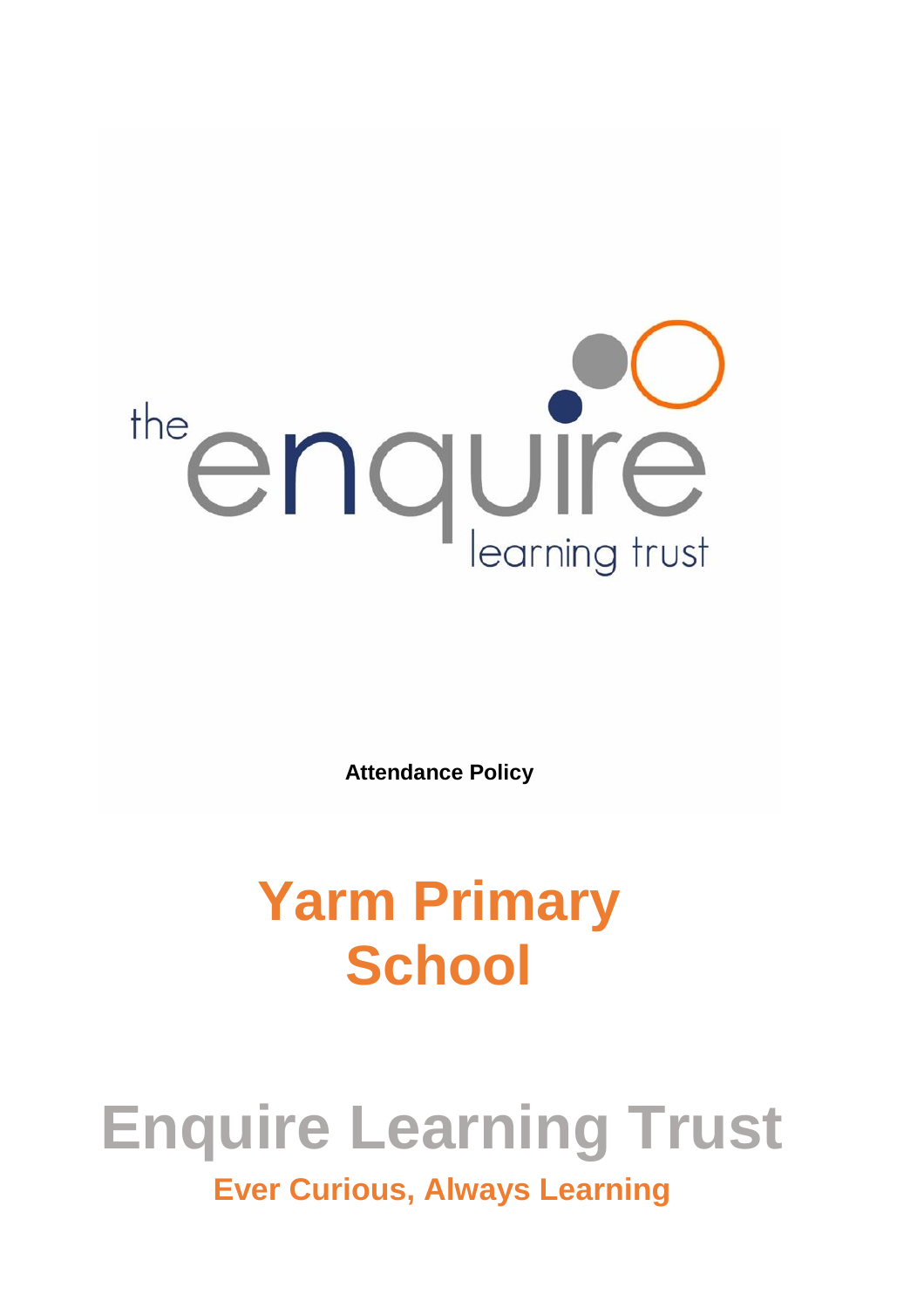**Attendance Policy**

# Yarm Primary School

# Enquire Learning Trust

**Ever Curious, Always Learning**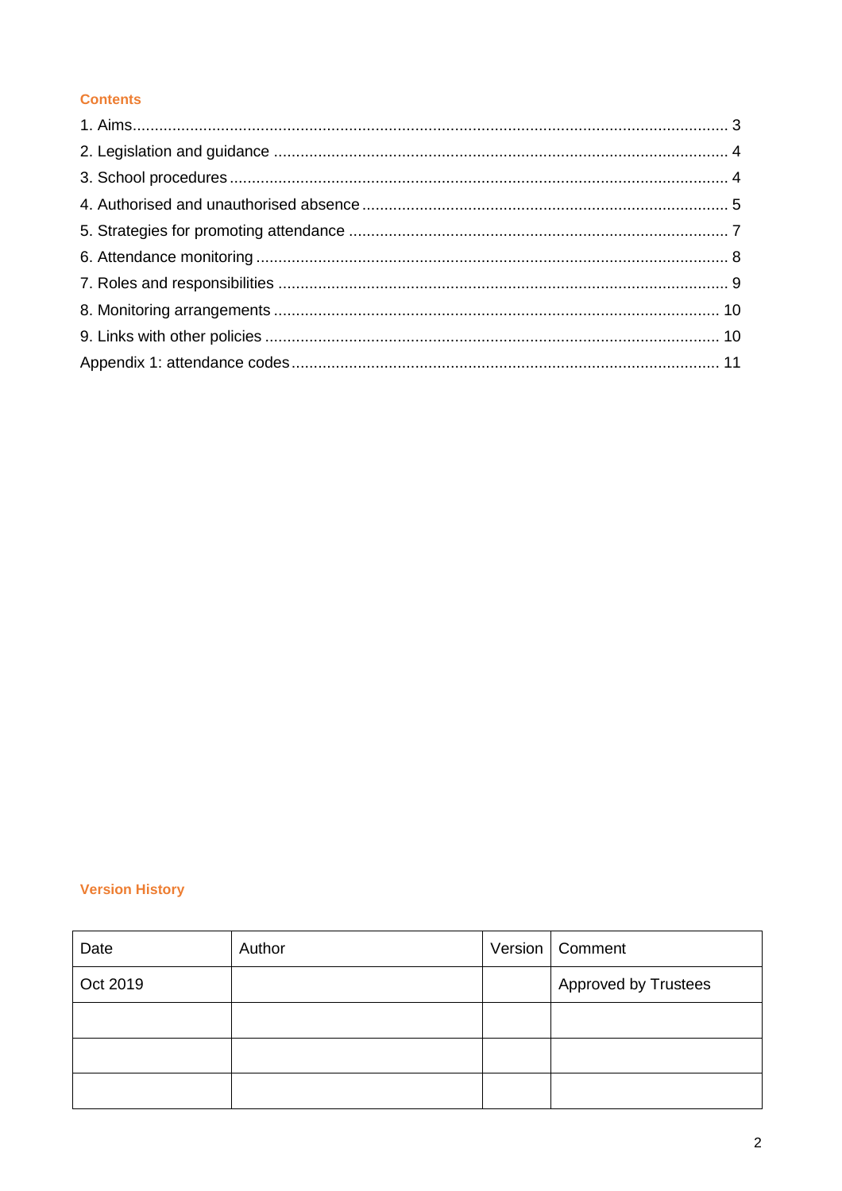## Contents

1. Aims ........................................................................................................................................ 3
2. Legislation and guidance ........................................................................................................ 4
3. School procedures .................................................................................................................. 4
4. Authorised and unauthorised absence .................................................................................. 5
5. Strategies for promoting attendance ..................................................................................... 7
6. Attendance monitoring ........................................................................................................... 8
7. Roles and responsibilities ...................................................................................................... 9
8. Monitoring arrangements ..................................................................................................... 10
9. Links with other policies ....................................................................................................... 10

Appendix 1: attendance codes ................................................................................................. 11

## Version History

| Date | Author | Version | Comment |
|---|---|---|---|
| Oct 2019 | | | Approved by Trustees |
| | | | |
| | | | |
| | | | |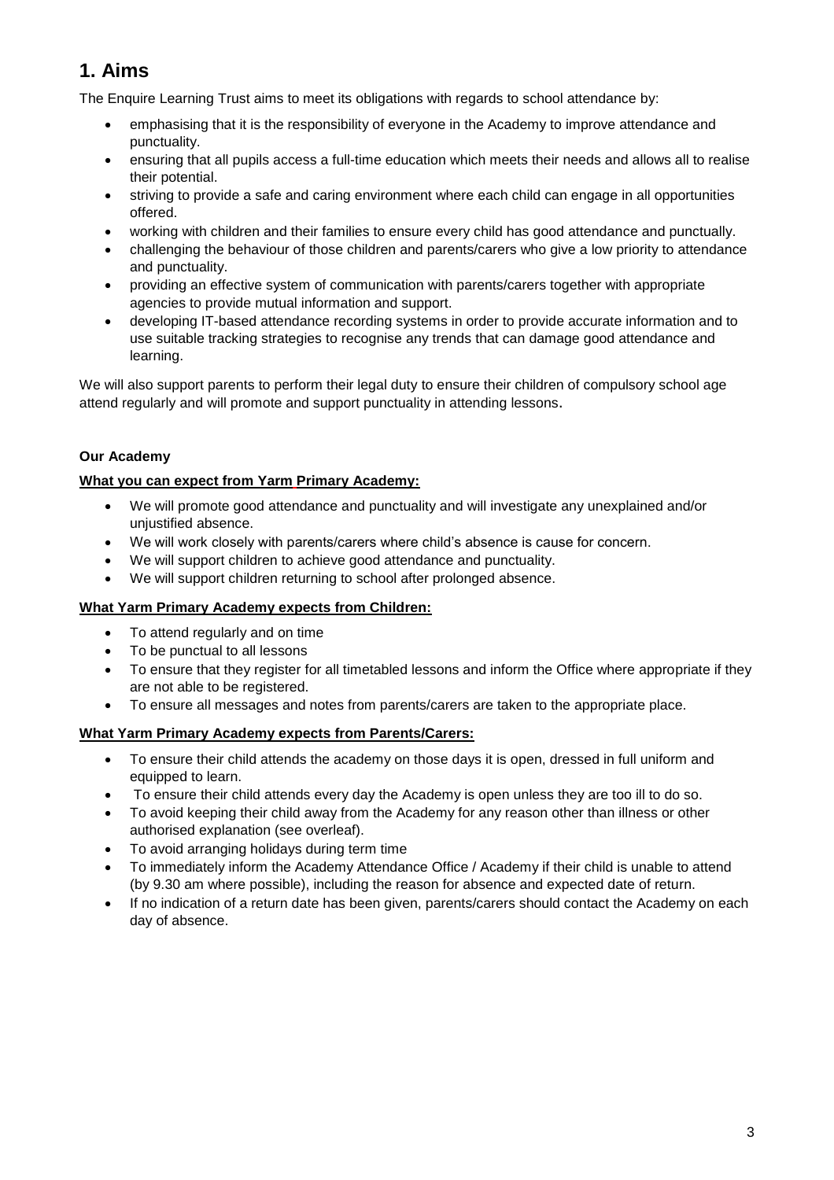# 1. Aims

The Enquire Learning Trust aims to meet its obligations with regards to school attendance by:

- emphasising that it is the responsibility of everyone in the Academy to improve attendance and punctuality.
- ensuring that all pupils access a full-time education which meets their needs and allows all to realise their potential.
- striving to provide a safe and caring environment where each child can engage in all opportunities offered.
- working with children and their families to ensure every child has good attendance and punctually.
- challenging the behaviour of those children and parents/carers who give a low priority to attendance and punctuality.
- providing an effective system of communication with parents/carers together with appropriate agencies to provide mutual information and support.
- developing IT-based attendance recording systems in order to provide accurate information and to use suitable tracking strategies to recognise any trends that can damage good attendance and learning.

We will also support parents to perform their legal duty to ensure their children of compulsory school age attend regularly and will promote and support punctuality in attending lessons.

**Our Academy**

**What you can expect from Yarm Primary Academy:**

- We will promote good attendance and punctuality and will investigate any unexplained and/or unjustified absence.
- We will work closely with parents/carers where child's absence is cause for concern.
- We will support children to achieve good attendance and punctuality.
- We will support children returning to school after prolonged absence.

**What Yarm Primary Academy expects from Children:**

- To attend regularly and on time
- To be punctual to all lessons
- To ensure that they register for all timetabled lessons and inform the Office where appropriate if they are not able to be registered.
- To ensure all messages and notes from parents/carers are taken to the appropriate place.

**What Yarm Primary Academy expects from Parents/Carers:**

- To ensure their child attends the academy on those days it is open, dressed in full uniform and equipped to learn.
- To ensure their child attends every day the Academy is open unless they are too ill to do so.
- To avoid keeping their child away from the Academy for any reason other than illness or other authorised explanation (see overleaf).
- To avoid arranging holidays during term time
- To immediately inform the Academy Attendance Office / Academy if their child is unable to attend (by 9.30 am where possible), including the reason for absence and expected date of return.
- If no indication of a return date has been given, parents/carers should contact the Academy on each day of absence.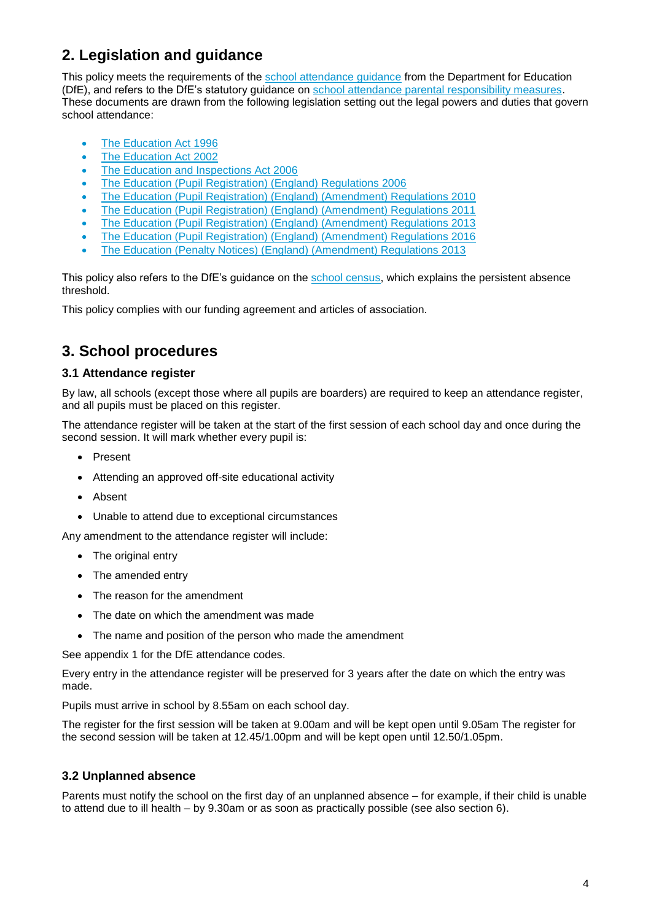## 2. Legislation and guidance

This policy meets the requirements of the school attendance guidance from the Department for Education (DfE), and refers to the DfE's statutory guidance on school attendance parental responsibility measures. These documents are drawn from the following legislation setting out the legal powers and duties that govern school attendance:

- The Education Act 1996
- The Education Act 2002
- The Education and Inspections Act 2006
- The Education (Pupil Registration) (England) Regulations 2006
- The Education (Pupil Registration) (England) (Amendment) Regulations 2010
- The Education (Pupil Registration) (England) (Amendment) Regulations 2011
- The Education (Pupil Registration) (England) (Amendment) Regulations 2013
- The Education (Pupil Registration) (England) (Amendment) Regulations 2016
- The Education (Penalty Notices) (England) (Amendment) Regulations 2013

This policy also refers to the DfE's guidance on the school census, which explains the persistent absence threshold.

This policy complies with our funding agreement and articles of association.

## 3. School procedures

### 3.1 Attendance register

By law, all schools (except those where all pupils are boarders) are required to keep an attendance register, and all pupils must be placed on this register.

The attendance register will be taken at the start of the first session of each school day and once during the second session. It will mark whether every pupil is:

- Present
- Attending an approved off-site educational activity
- Absent
- Unable to attend due to exceptional circumstances

Any amendment to the attendance register will include:

- The original entry
- The amended entry
- The reason for the amendment
- The date on which the amendment was made
- The name and position of the person who made the amendment

See appendix 1 for the DfE attendance codes.

Every entry in the attendance register will be preserved for 3 years after the date on which the entry was made.

Pupils must arrive in school by 8.55am on each school day.

The register for the first session will be taken at 9.00am and will be kept open until 9.05am The register for the second session will be taken at 12.45/1.00pm and will be kept open until 12.50/1.05pm.

### 3.2 Unplanned absence

Parents must notify the school on the first day of an unplanned absence – for example, if their child is unable to attend due to ill health – by 9.30am or as soon as practically possible (see also section 6).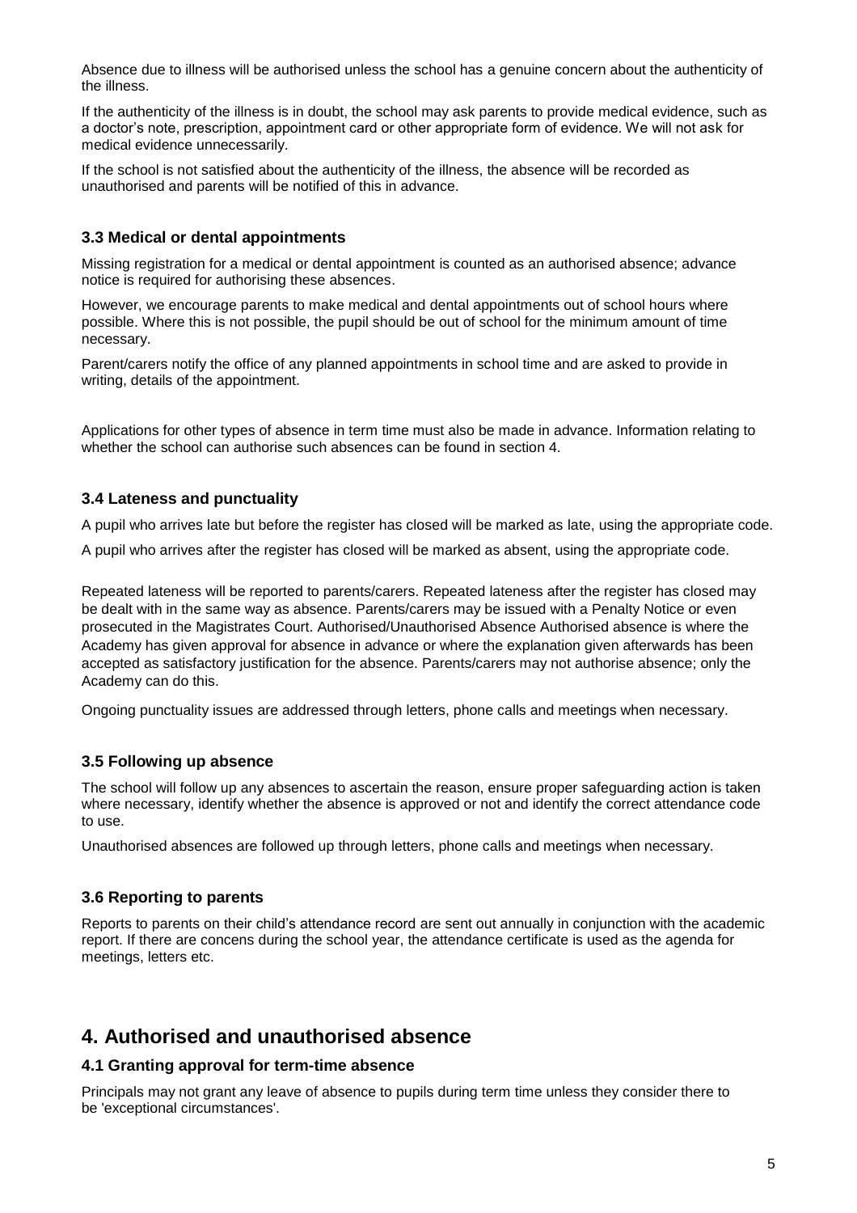Absence due to illness will be authorised unless the school has a genuine concern about the authenticity of the illness.

If the authenticity of the illness is in doubt, the school may ask parents to provide medical evidence, such as a doctor's note, prescription, appointment card or other appropriate form of evidence. We will not ask for medical evidence unnecessarily.

If the school is not satisfied about the authenticity of the illness, the absence will be recorded as unauthorised and parents will be notified of this in advance.

### 3.3 Medical or dental appointments

Missing registration for a medical or dental appointment is counted as an authorised absence; advance notice is required for authorising these absences.

However, we encourage parents to make medical and dental appointments out of school hours where possible. Where this is not possible, the pupil should be out of school for the minimum amount of time necessary.

Parent/carers notify the office of any planned appointments in school time and are asked to provide in writing, details of the appointment.

Applications for other types of absence in term time must also be made in advance. Information relating to whether the school can authorise such absences can be found in section 4.

### 3.4 Lateness and punctuality

A pupil who arrives late but before the register has closed will be marked as late, using the appropriate code.

A pupil who arrives after the register has closed will be marked as absent, using the appropriate code.

Repeated lateness will be reported to parents/carers. Repeated lateness after the register has closed may be dealt with in the same way as absence. Parents/carers may be issued with a Penalty Notice or even prosecuted in the Magistrates Court. Authorised/Unauthorised Absence Authorised absence is where the Academy has given approval for absence in advance or where the explanation given afterwards has been accepted as satisfactory justification for the absence. Parents/carers may not authorise absence; only the Academy can do this.

Ongoing punctuality issues are addressed through letters, phone calls and meetings when necessary.

### 3.5 Following up absence

The school will follow up any absences to ascertain the reason, ensure proper safeguarding action is taken where necessary, identify whether the absence is approved or not and identify the correct attendance code to use.

Unauthorised absences are followed up through letters, phone calls and meetings when necessary.

### 3.6 Reporting to parents

Reports to parents on their child's attendance record are sent out annually in conjunction with the academic report. If there are concens during the school year, the attendance certificate is used as the agenda for meetings, letters etc.

## 4. Authorised and unauthorised absence

### 4.1 Granting approval for term-time absence

Principals may not grant any leave of absence to pupils during term time unless they consider there to be 'exceptional circumstances'.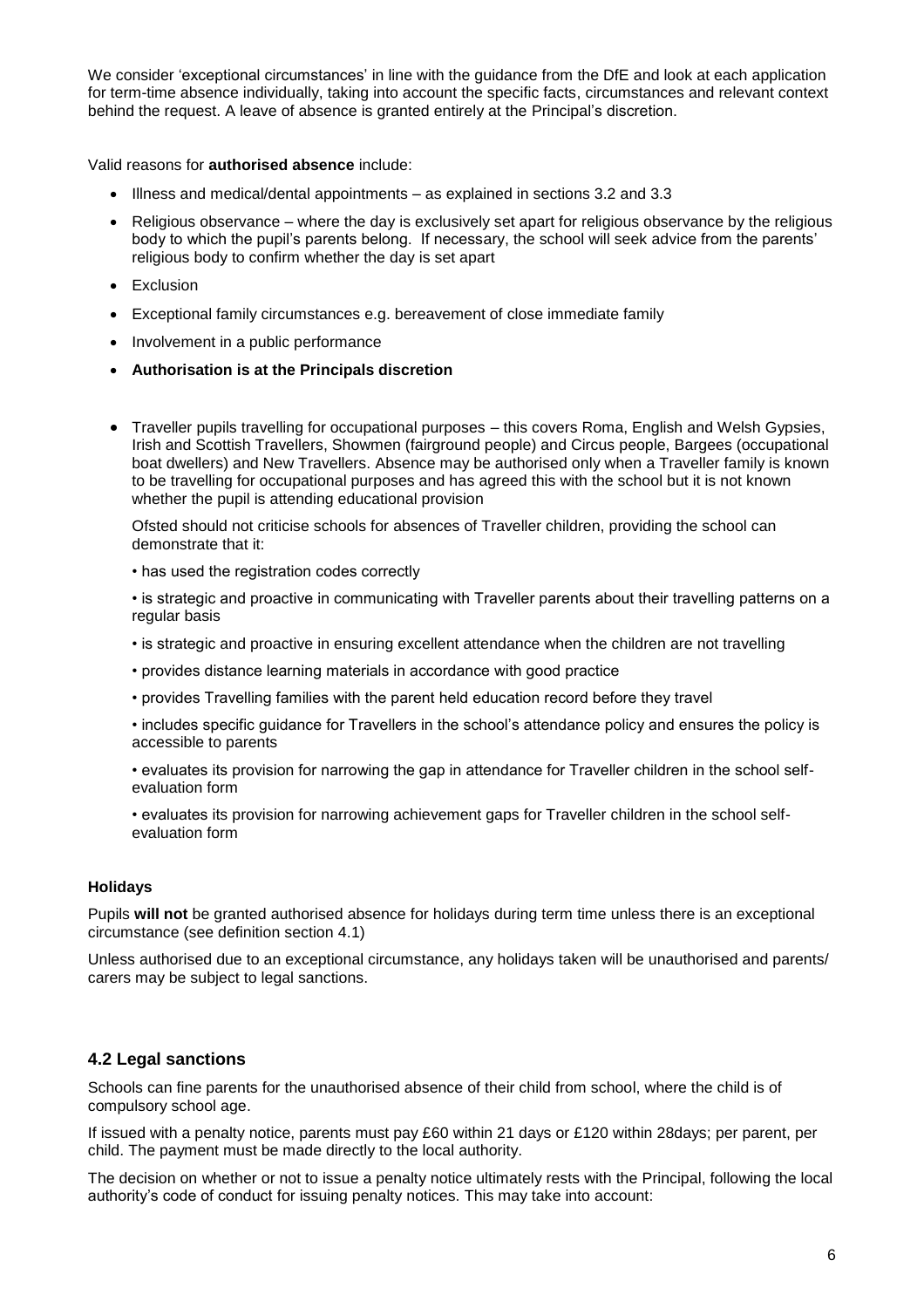We consider 'exceptional circumstances' in line with the guidance from the DfE and look at each application for term-time absence individually, taking into account the specific facts, circumstances and relevant context behind the request. A leave of absence is granted entirely at the Principal's discretion.

Valid reasons for **authorised absence** include:

- Illness and medical/dental appointments – as explained in sections 3.2 and 3.3
- Religious observance – where the day is exclusively set apart for religious observance by the religious body to which the pupil's parents belong. If necessary, the school will seek advice from the parents' religious body to confirm whether the day is set apart
- Exclusion
- Exceptional family circumstances e.g. bereavement of close immediate family
- Involvement in a public performance
- **Authorisation is at the Principals discretion**

- Traveller pupils travelling for occupational purposes – this covers Roma, English and Welsh Gypsies, Irish and Scottish Travellers, Showmen (fairground people) and Circus people, Bargees (occupational boat dwellers) and New Travellers. Absence may be authorised only when a Traveller family is known to be travelling for occupational purposes and has agreed this with the school but it is not known whether the pupil is attending educational provision

  Ofsted should not criticise schools for absences of Traveller children, providing the school can demonstrate that it:

  • has used the registration codes correctly

  • is strategic and proactive in communicating with Traveller parents about their travelling patterns on a regular basis

  • is strategic and proactive in ensuring excellent attendance when the children are not travelling

  • provides distance learning materials in accordance with good practice

  • provides Travelling families with the parent held education record before they travel

  • includes specific guidance for Travellers in the school's attendance policy and ensures the policy is accessible to parents

  • evaluates its provision for narrowing the gap in attendance for Traveller children in the school self-evaluation form

  • evaluates its provision for narrowing achievement gaps for Traveller children in the school self-evaluation form

**Holidays**

Pupils **will not** be granted authorised absence for holidays during term time unless there is an exceptional circumstance (see definition section 4.1)

Unless authorised due to an exceptional circumstance, any holidays taken will be unauthorised and parents/ carers may be subject to legal sanctions.

### 4.2 Legal sanctions

Schools can fine parents for the unauthorised absence of their child from school, where the child is of compulsory school age.

If issued with a penalty notice, parents must pay £60 within 21 days or £120 within 28days; per parent, per child. The payment must be made directly to the local authority.

The decision on whether or not to issue a penalty notice ultimately rests with the Principal, following the local authority's code of conduct for issuing penalty notices. This may take into account: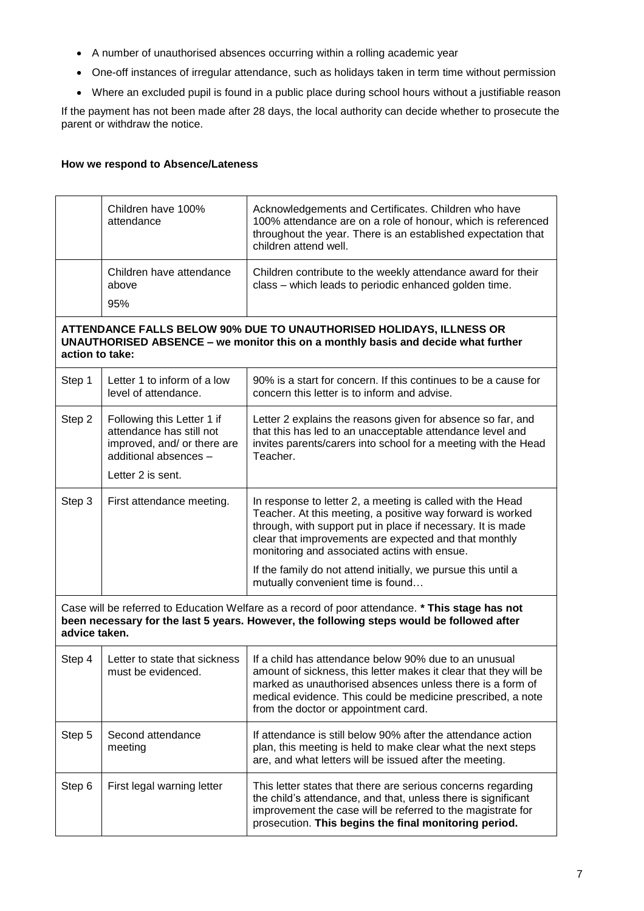- A number of unauthorised absences occurring within a rolling academic year
- One-off instances of irregular attendance, such as holidays taken in term time without permission
- Where an excluded pupil is found in a public place during school hours without a justifiable reason

If the payment has not been made after 28 days, the local authority can decide whether to prosecute the parent or withdraw the notice.

**How we respond to Absence/Lateness**

| | | |
|---|---|---|
| | Children have 100% attendance | Acknowledgements and Certificates. Children who have 100% attendance are on a role of honour, which is referenced throughout the year. There is an established expectation that children attend well. |
| | Children have attendance above 95% | Children contribute to the weekly attendance award for their class – which leads to periodic enhanced golden time. |
| **ATTENDANCE FALLS BELOW 90% DUE TO UNAUTHORISED HOLIDAYS, ILLNESS OR UNAUTHORISED ABSENCE – we monitor this on a monthly basis and decide what further action to take:** | | |
| Step 1 | Letter 1 to inform of a low level of attendance. | 90% is a start for concern. If this continues to be a cause for concern this letter is to inform and advise. |
| Step 2 | Following this Letter 1 if attendance has still not improved, and/ or there are additional absences – Letter 2 is sent. | Letter 2 explains the reasons given for absence so far, and that this has led to an unacceptable attendance level and invites parents/carers into school for a meeting with the Head Teacher. |
| Step 3 | First attendance meeting. | In response to letter 2, a meeting is called with the Head Teacher. At this meeting, a positive way forward is worked through, with support put in place if necessary. It is made clear that improvements are expected and that monthly monitoring and associated actins with ensue. If the family do not attend initially, we pursue this until a mutually convenient time is found… |
| Case will be referred to Education Welfare as a record of poor attendance. **\* This stage has not been necessary for the last 5 years. However, the following steps would be followed after advice taken.** | | |
| Step 4 | Letter to state that sickness must be evidenced. | If a child has attendance below 90% due to an unusual amount of sickness, this letter makes it clear that they will be marked as unauthorised absences unless there is a form of medical evidence. This could be medicine prescribed, a note from the doctor or appointment card. |
| Step 5 | Second attendance meeting | If attendance is still below 90% after the attendance action plan, this meeting is held to make clear what the next steps are, and what letters will be issued after the meeting. |
| Step 6 | First legal warning letter | This letter states that there are serious concerns regarding the child's attendance, and that, unless there is significant improvement the case will be referred to the magistrate for prosecution. **This begins the final monitoring period.** |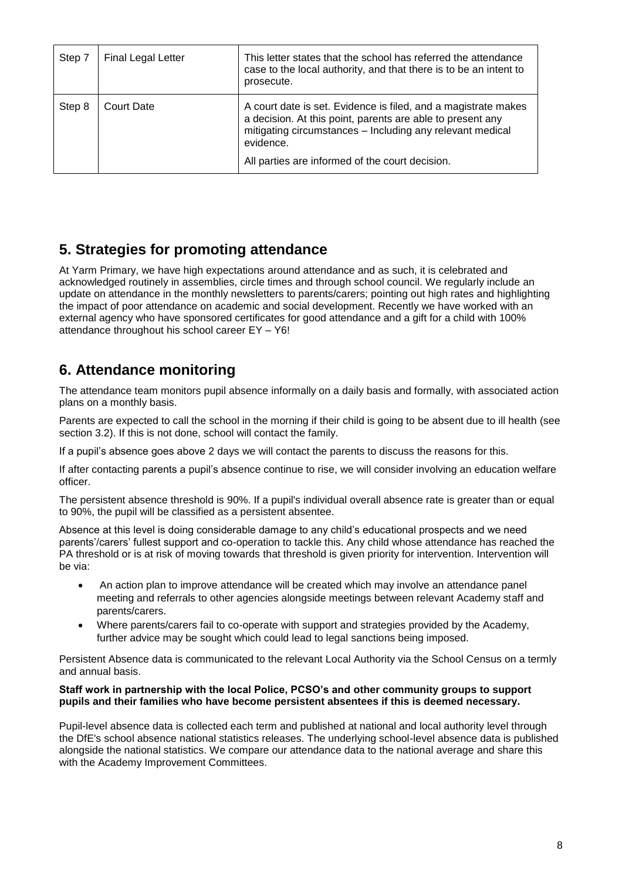| Step 7 | Final Legal Letter | This letter states that the school has referred the attendance case to the local authority, and that there is to be an intent to prosecute. |
| --- | --- | --- |
| Step 8 | Court Date | A court date is set. Evidence is filed, and a magistrate makes a decision. At this point, parents are able to present any mitigating circumstances – Including any relevant medical evidence.<br><br>All parties are informed of the court decision. |

## 5. Strategies for promoting attendance

At Yarm Primary, we have high expectations around attendance and as such, it is celebrated and acknowledged routinely in assemblies, circle times and through school council. We regularly include an update on attendance in the monthly newsletters to parents/carers; pointing out high rates and highlighting the impact of poor attendance on academic and social development. Recently we have worked with an external agency who have sponsored certificates for good attendance and a gift for a child with 100% attendance throughout his school career EY – Y6!

## 6. Attendance monitoring

The attendance team monitors pupil absence informally on a daily basis and formally, with associated action plans on a monthly basis.

Parents are expected to call the school in the morning if their child is going to be absent due to ill health (see section 3.2). If this is not done, school will contact the family.

If a pupil's absence goes above 2 days we will contact the parents to discuss the reasons for this.

If after contacting parents a pupil's absence continue to rise, we will consider involving an education welfare officer.

The persistent absence threshold is 90%. If a pupil's individual overall absence rate is greater than or equal to 90%, the pupil will be classified as a persistent absentee.

Absence at this level is doing considerable damage to any child's educational prospects and we need parents'/carers' fullest support and co-operation to tackle this. Any child whose attendance has reached the PA threshold or is at risk of moving towards that threshold is given priority for intervention. Intervention will be via:

- An action plan to improve attendance will be created which may involve an attendance panel meeting and referrals to other agencies alongside meetings between relevant Academy staff and parents/carers.
- Where parents/carers fail to co-operate with support and strategies provided by the Academy, further advice may be sought which could lead to legal sanctions being imposed.

Persistent Absence data is communicated to the relevant Local Authority via the School Census on a termly and annual basis.

**Staff work in partnership with the local Police, PCSO's and other community groups to support pupils and their families who have become persistent absentees if this is deemed necessary.**

Pupil-level absence data is collected each term and published at national and local authority level through the DfE's school absence national statistics releases. The underlying school-level absence data is published alongside the national statistics. We compare our attendance data to the national average and share this with the Academy Improvement Committees.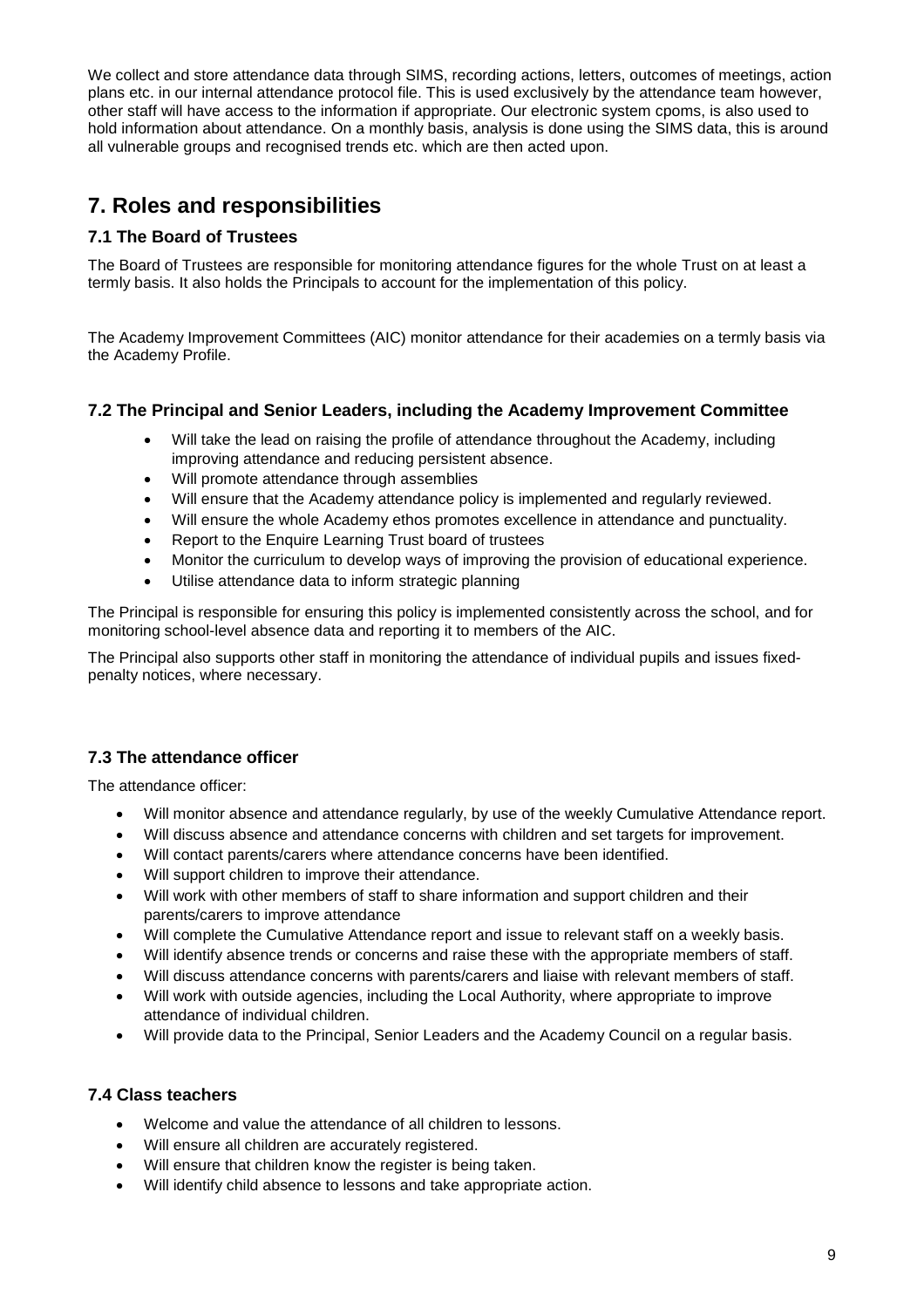We collect and store attendance data through SIMS, recording actions, letters, outcomes of meetings, action plans etc. in our internal attendance protocol file. This is used exclusively by the attendance team however, other staff will have access to the information if appropriate. Our electronic system cpoms, is also used to hold information about attendance. On a monthly basis, analysis is done using the SIMS data, this is around all vulnerable groups and recognised trends etc. which are then acted upon.

## 7. Roles and responsibilities

### 7.1 The Board of Trustees

The Board of Trustees are responsible for monitoring attendance figures for the whole Trust on at least a termly basis. It also holds the Principals to account for the implementation of this policy.

The Academy Improvement Committees (AIC) monitor attendance for their academies on a termly basis via the Academy Profile.

### 7.2 The Principal and Senior Leaders, including the Academy Improvement Committee

- Will take the lead on raising the profile of attendance throughout the Academy, including improving attendance and reducing persistent absence.
- Will promote attendance through assemblies
- Will ensure that the Academy attendance policy is implemented and regularly reviewed.
- Will ensure the whole Academy ethos promotes excellence in attendance and punctuality.
- Report to the Enquire Learning Trust board of trustees
- Monitor the curriculum to develop ways of improving the provision of educational experience.
- Utilise attendance data to inform strategic planning

The Principal is responsible for ensuring this policy is implemented consistently across the school, and for monitoring school-level absence data and reporting it to members of the AIC.

The Principal also supports other staff in monitoring the attendance of individual pupils and issues fixed-penalty notices, where necessary.

### 7.3 The attendance officer

The attendance officer:

- Will monitor absence and attendance regularly, by use of the weekly Cumulative Attendance report.
- Will discuss absence and attendance concerns with children and set targets for improvement.
- Will contact parents/carers where attendance concerns have been identified.
- Will support children to improve their attendance.
- Will work with other members of staff to share information and support children and their parents/carers to improve attendance
- Will complete the Cumulative Attendance report and issue to relevant staff on a weekly basis.
- Will identify absence trends or concerns and raise these with the appropriate members of staff.
- Will discuss attendance concerns with parents/carers and liaise with relevant members of staff.
- Will work with outside agencies, including the Local Authority, where appropriate to improve attendance of individual children.
- Will provide data to the Principal, Senior Leaders and the Academy Council on a regular basis.

### 7.4 Class teachers

- Welcome and value the attendance of all children to lessons.
- Will ensure all children are accurately registered.
- Will ensure that children know the register is being taken.
- Will identify child absence to lessons and take appropriate action.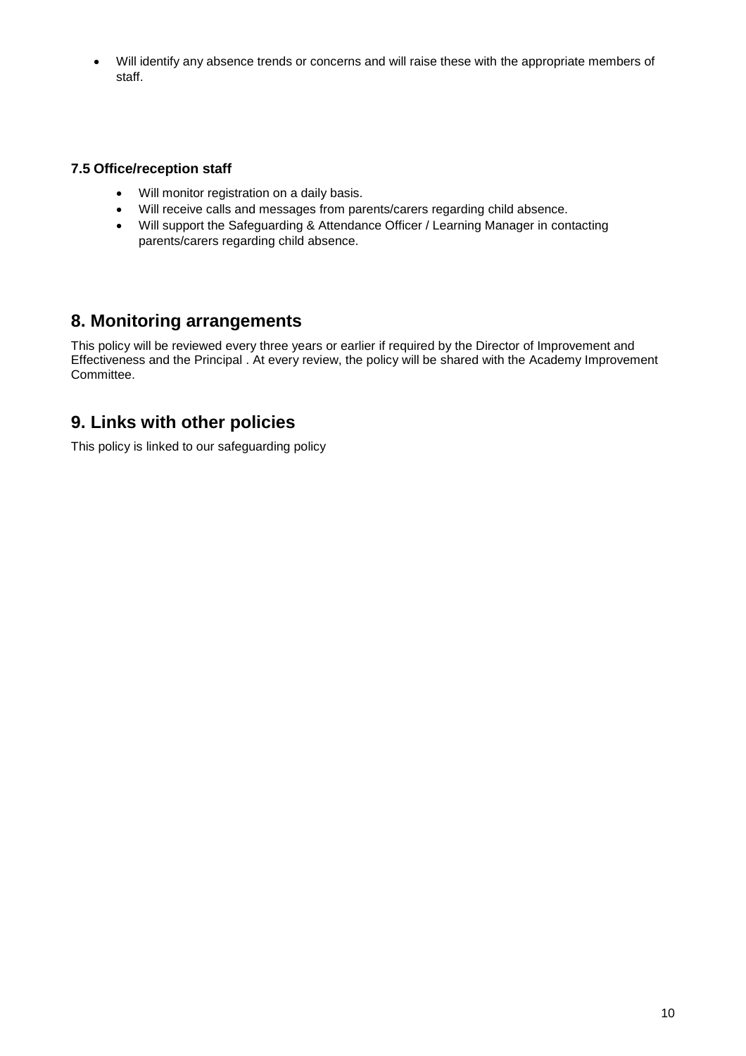- Will identify any absence trends or concerns and will raise these with the appropriate members of staff.

### 7.5 Office/reception staff

- Will monitor registration on a daily basis.
- Will receive calls and messages from parents/carers regarding child absence.
- Will support the Safeguarding & Attendance Officer / Learning Manager in contacting parents/carers regarding child absence.

## 8. Monitoring arrangements

This policy will be reviewed every three years or earlier if required by the Director of Improvement and Effectiveness and the Principal . At every review, the policy will be shared with the Academy Improvement Committee.

## 9. Links with other policies

This policy is linked to our safeguarding policy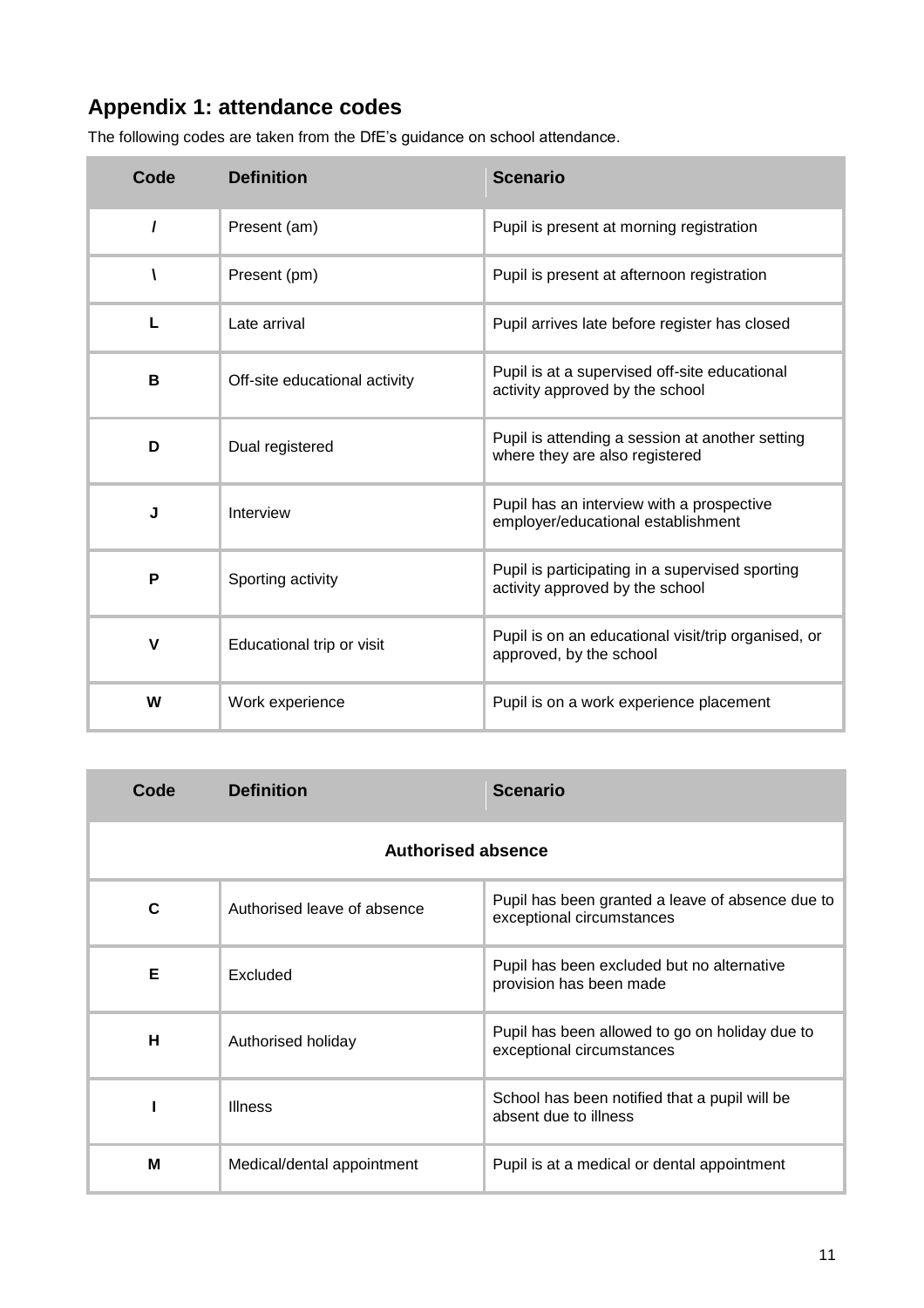## Appendix 1: attendance codes

The following codes are taken from the DfE's guidance on school attendance.

| Code | Definition | Scenario |
|---|---|---|
| / | Present (am) | Pupil is present at morning registration |
| \ | Present (pm) | Pupil is present at afternoon registration |
| L | Late arrival | Pupil arrives late before register has closed |
| B | Off-site educational activity | Pupil is at a supervised off-site educational activity approved by the school |
| D | Dual registered | Pupil is attending a session at another setting where they are also registered |
| J | Interview | Pupil has an interview with a prospective employer/educational establishment |
| P | Sporting activity | Pupil is participating in a supervised sporting activity approved by the school |
| V | Educational trip or visit | Pupil is on an educational visit/trip organised, or approved, by the school |
| W | Work experience | Pupil is on a work experience placement |

| Code | Definition | Scenario |
|---|---|---|
| **Authorised absence** | | |
| C | Authorised leave of absence | Pupil has been granted a leave of absence due to exceptional circumstances |
| E | Excluded | Pupil has been excluded but no alternative provision has been made |
| H | Authorised holiday | Pupil has been allowed to go on holiday due to exceptional circumstances |
| I | Illness | School has been notified that a pupil will be absent due to illness |
| M | Medical/dental appointment | Pupil is at a medical or dental appointment |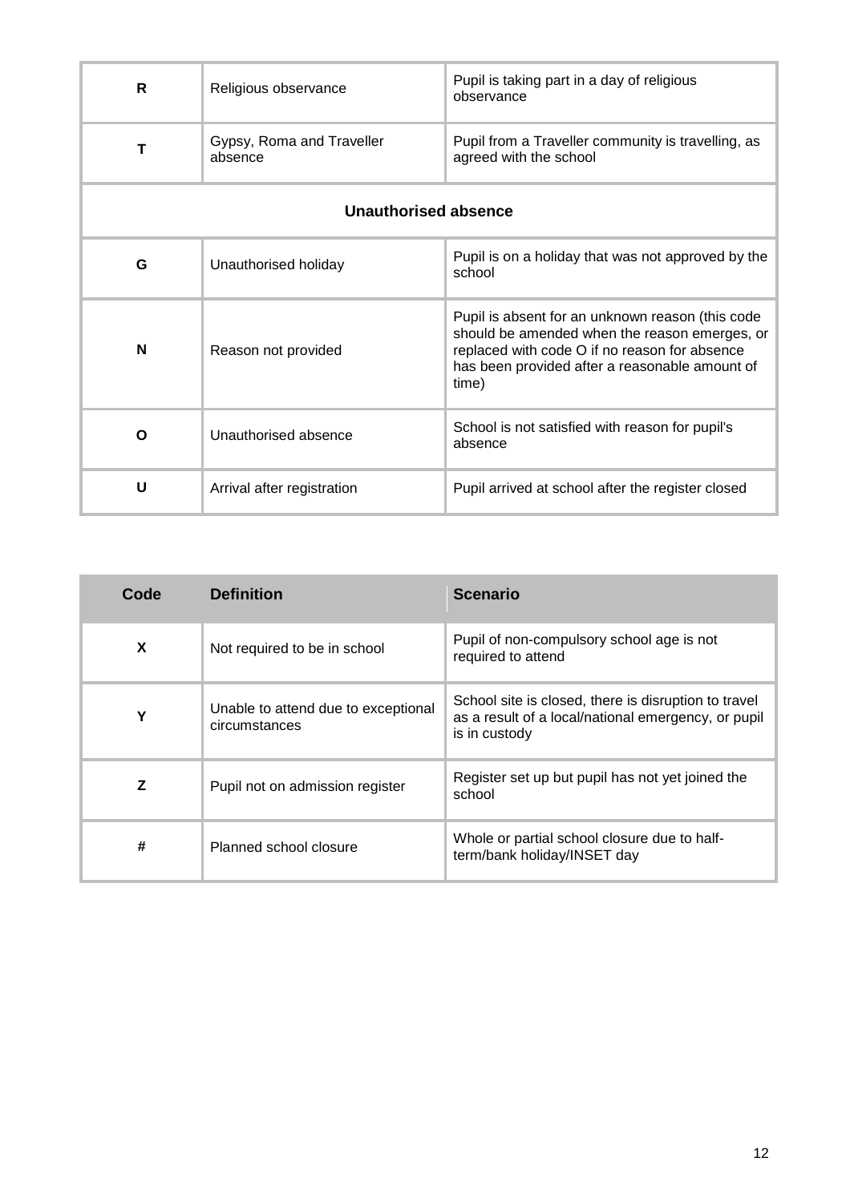| | | |
|---|---|---|
| **R** | Religious observance | Pupil is taking part in a day of religious observance |
| **T** | Gypsy, Roma and Traveller absence | Pupil from a Traveller community is travelling, as agreed with the school |
| **Unauthorised absence** | | |
| **G** | Unauthorised holiday | Pupil is on a holiday that was not approved by the school |
| **N** | Reason not provided | Pupil is absent for an unknown reason (this code should be amended when the reason emerges, or replaced with code O if no reason for absence has been provided after a reasonable amount of time) |
| **O** | Unauthorised absence | School is not satisfied with reason for pupil's absence |
| **U** | Arrival after registration | Pupil arrived at school after the register closed |

| Code | Definition | Scenario |
|---|---|---|
| **X** | Not required to be in school | Pupil of non-compulsory school age is not required to attend |
| **Y** | Unable to attend due to exceptional circumstances | School site is closed, there is disruption to travel as a result of a local/national emergency, or pupil is in custody |
| **Z** | Pupil not on admission register | Register set up but pupil has not yet joined the school |
| **#** | Planned school closure | Whole or partial school closure due to half-term/bank holiday/INSET day |